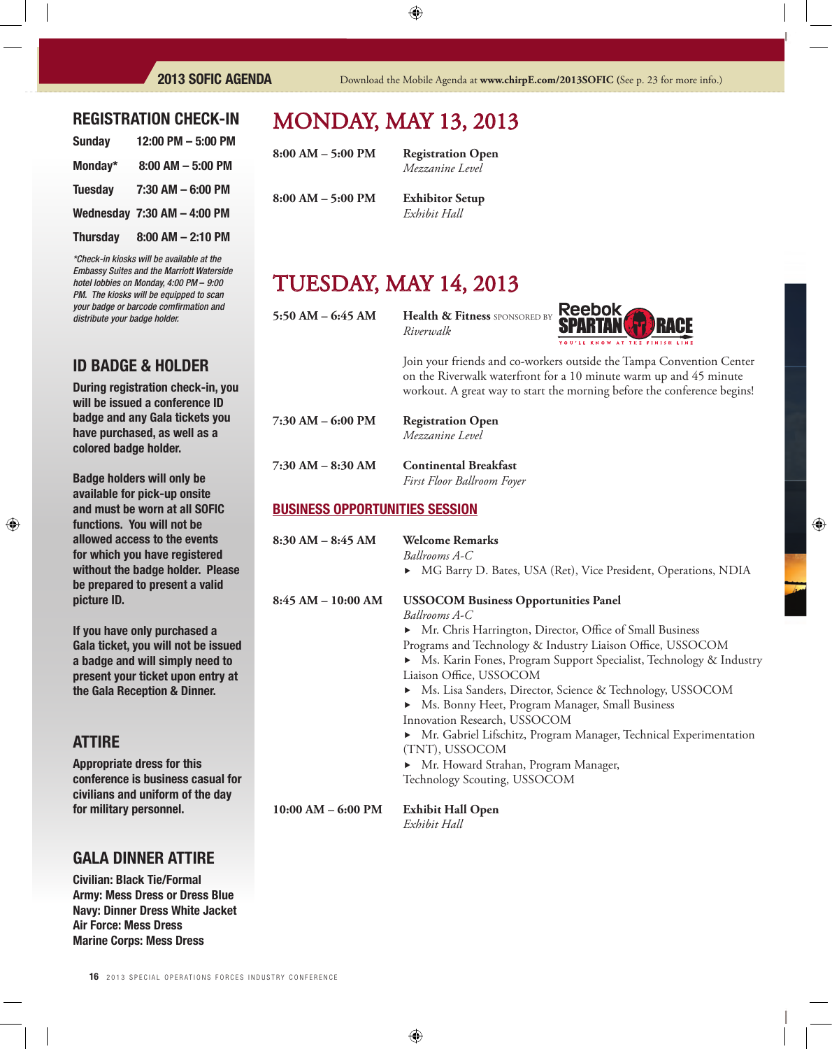## REGISTRATION CHECK-IN

| | |
|---|---|
| Sunday | 12:00 PM – 5:00 PM |
| Monday* | 8:00 AM – 5:00 PM |
| Tuesday | 7:30 AM – 6:00 PM |
| Wednesday | 7:30 AM – 4:00 PM |
| Thursday | 8:00 AM – 2:10 PM |

*\*Check-in kiosks will be available at the Embassy Suites and the Marriott Waterside hotel lobbies on Monday, 4:00 PM – 9:00 PM. The kiosks will be equipped to scan your badge or barcode comfirmation and distribute your badge holder.*

## ID BADGE & HOLDER

**During registration check-in, you will be issued a conference ID badge and any Gala tickets you have purchased, as well as a colored badge holder.**

**Badge holders will only be available for pick-up onsite and must be worn at all SOFIC functions. You will not be allowed access to the events for which you have registered without the badge holder. Please be prepared to present a valid picture ID.**

**If you have only purchased a Gala ticket, you will not be issued a badge and will simply need to present your ticket upon entry at the Gala Reception & Dinner.**

## ATTIRE

**Appropriate dress for this conference is business casual for civilians and uniform of the day for military personnel.**

## GALA DINNER ATTIRE

**Civilian: Black Tie/Formal**
**Army: Mess Dress or Dress Blue**
**Navy: Dinner Dress White Jacket**
**Air Force: Mess Dress**
**Marine Corps: Mess Dress**

# MONDAY, MAY 13, 2013

**8:00 AM – 5:00 PM** — **Registration Open**
*Mezzanine Level*

**8:00 AM – 5:00 PM** — **Exhibitor Setup**
*Exhibit Hall*

# TUESDAY, MAY 14, 2013

**5:50 AM – 6:45 AM** — **Health & Fitness** SPONSORED BY Reebok SPARTAN RACE
*Riverwalk*

Join your friends and co-workers outside the Tampa Convention Center on the Riverwalk waterfront for a 10 minute warm up and 45 minute workout. A great way to start the morning before the conference begins!

**7:30 AM – 6:00 PM** — **Registration Open**
*Mezzanine Level*

**7:30 AM – 8:30 AM** — **Continental Breakfast**
*First Floor Ballroom Foyer*

## BUSINESS OPPORTUNITIES SESSION

**8:30 AM – 8:45 AM** — **Welcome Remarks**
*Ballrooms A-C*
- MG Barry D. Bates, USA (Ret), Vice President, Operations, NDIA

**8:45 AM – 10:00 AM** — **USSOCOM Business Opportunities Panel**
*Ballrooms A-C*
- Mr. Chris Harrington, Director, Office of Small Business Programs and Technology & Industry Liaison Office, USSOCOM
- Ms. Karin Fones, Program Support Specialist, Technology & Industry Liaison Office, USSOCOM
- Ms. Lisa Sanders, Director, Science & Technology, USSOCOM
- Ms. Bonny Heet, Program Manager, Small Business Innovation Research, USSOCOM
- Mr. Gabriel Lifschitz, Program Manager, Technical Experimentation (TNT), USSOCOM
- Mr. Howard Strahan, Program Manager, Technology Scouting, USSOCOM

**10:00 AM – 6:00 PM** — **Exhibit Hall Open**
*Exhibit Hall*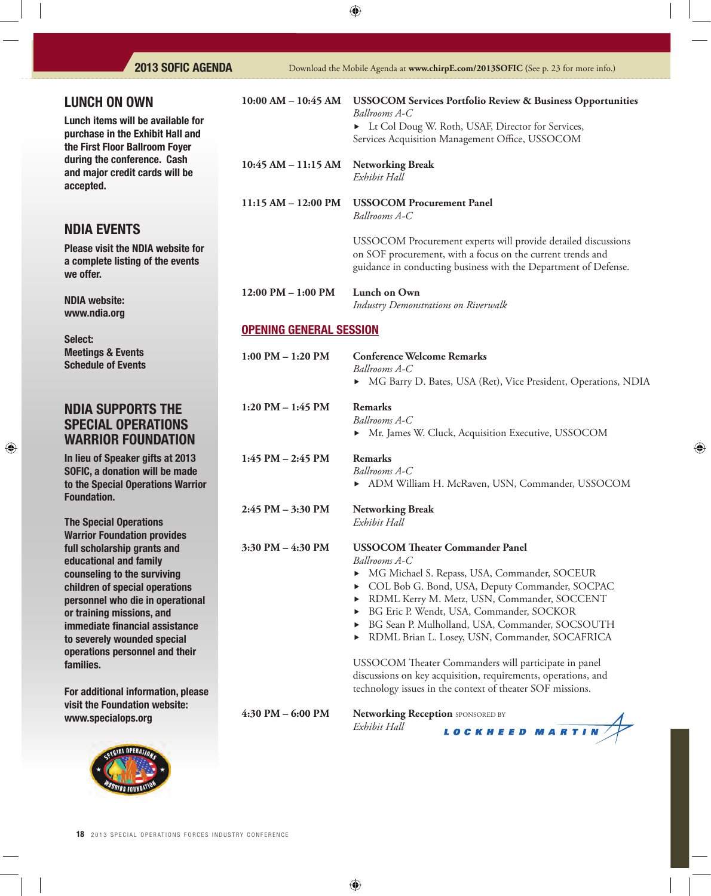## LUNCH ON OWN

**Lunch items will be available for purchase in the Exhibit Hall and the First Floor Ballroom Foyer during the conference. Cash and major credit cards will be accepted.**

## NDIA EVENTS

**Please visit the NDIA website for a complete listing of the events we offer.**

**NDIA website:**
**www.ndia.org**

**Select:**
**Meetings & Events**
**Schedule of Events**

## NDIA SUPPORTS THE SPECIAL OPERATIONS WARRIOR FOUNDATION

**In lieu of Speaker gifts at 2013 SOFIC, a donation will be made to the Special Operations Warrior Foundation.**

**The Special Operations Warrior Foundation provides full scholarship grants and educational and family counseling to the surviving children of special operations personnel who die in operational or training missions, and immediate financial assistance to severely wounded special operations personnel and their families.**

**For additional information, please visit the Foundation website: www.specialops.org**

---

**10:00 AM – 10:45 AM** **USSOCOM Services Portfolio Review & Business Opportunities**
*Ballrooms A-C*
- Lt Col Doug W. Roth, USAF, Director for Services, Services Acquisition Management Office, USSOCOM

**10:45 AM – 11:15 AM** **Networking Break**
*Exhibit Hall*

**11:15 AM – 12:00 PM** **USSOCOM Procurement Panel**
*Ballrooms A-C*

USSOCOM Procurement experts will provide detailed discussions on SOF procurement, with a focus on the current trends and guidance in conducting business with the Department of Defense.

**12:00 PM – 1:00 PM** **Lunch on Own**
*Industry Demonstrations on Riverwalk*

## OPENING GENERAL SESSION

**1:00 PM – 1:20 PM** **Conference Welcome Remarks**
*Ballrooms A-C*
- MG Barry D. Bates, USA (Ret), Vice President, Operations, NDIA

**1:20 PM – 1:45 PM** **Remarks**
*Ballrooms A-C*
- Mr. James W. Cluck, Acquisition Executive, USSOCOM

**1:45 PM – 2:45 PM** **Remarks**
*Ballrooms A-C*
- ADM William H. McRaven, USN, Commander, USSOCOM

**2:45 PM – 3:30 PM** **Networking Break**
*Exhibit Hall*

**3:30 PM – 4:30 PM** **USSOCOM Theater Commander Panel**
*Ballrooms A-C*
- MG Michael S. Repass, USA, Commander, SOCEUR
- COL Bob G. Bond, USA, Deputy Commander, SOCPAC
- RDML Kerry M. Metz, USN, Commander, SOCCENT
- BG Eric P. Wendt, USA, Commander, SOCKOR
- BG Sean P. Mulholland, USA, Commander, SOCSOUTH
- RDML Brian L. Losey, USN, Commander, SOCAFRICA

USSOCOM Theater Commanders will participate in panel discussions on key acquisition, requirements, operations, and technology issues in the context of theater SOF missions.

**4:30 PM – 6:00 PM** **Networking Reception** SPONSORED BY LOCKHEED MARTIN
*Exhibit Hall*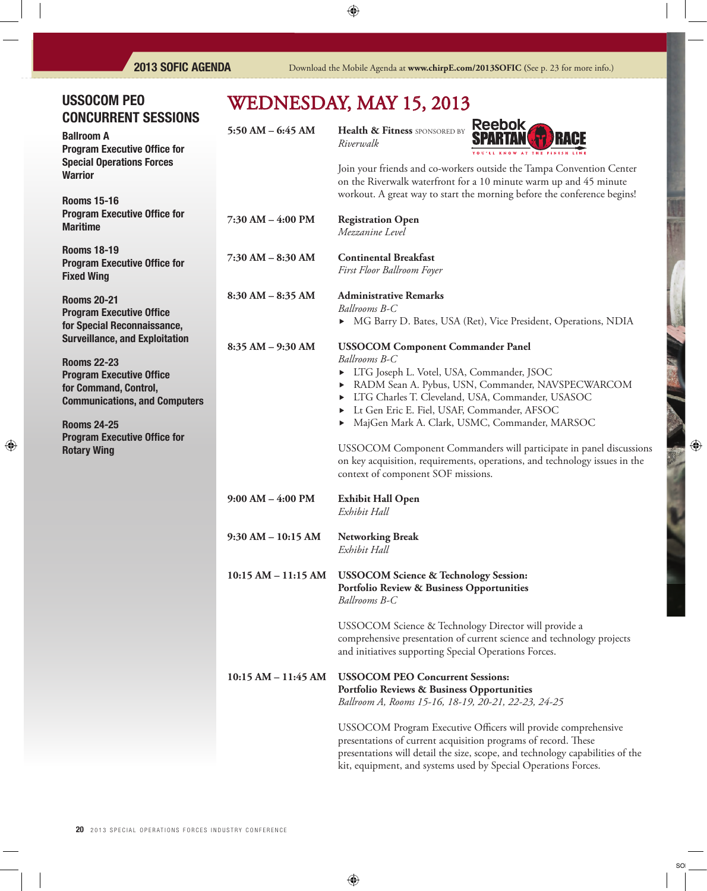## USSOCOM PEO CONCURRENT SESSIONS

**Ballroom A**
**Program Executive Office for Special Operations Forces Warrior**

**Rooms 15-16**
**Program Executive Office for Maritime**

**Rooms 18-19**
**Program Executive Office for Fixed Wing**

**Rooms 20-21**
**Program Executive Office for Special Reconnaissance, Surveillance, and Exploitation**

**Rooms 22-23**
**Program Executive Office for Command, Control, Communications, and Computers**

**Rooms 24-25**
**Program Executive Office for Rotary Wing**

# WEDNESDAY, MAY 15, 2013

**5:50 AM – 6:45 AM** **Health & Fitness** SPONSORED BY Reebok SPARTAN RACE
*Riverwalk*

Join your friends and co-workers outside the Tampa Convention Center on the Riverwalk waterfront for a 10 minute warm up and 45 minute workout. A great way to start the morning before the conference begins!

**7:30 AM – 4:00 PM** **Registration Open**
*Mezzanine Level*

**7:30 AM – 8:30 AM** **Continental Breakfast**
*First Floor Ballroom Foyer*

**8:30 AM – 8:35 AM** **Administrative Remarks**
*Ballrooms B-C*
- MG Barry D. Bates, USA (Ret), Vice President, Operations, NDIA

**8:35 AM – 9:30 AM** **USSOCOM Component Commander Panel**
*Ballrooms B-C*
- LTG Joseph L. Votel, USA, Commander, JSOC
- RADM Sean A. Pybus, USN, Commander, NAVSPECWARCOM
- LTG Charles T. Cleveland, USA, Commander, USASOC
- Lt Gen Eric E. Fiel, USAF, Commander, AFSOC
- MajGen Mark A. Clark, USMC, Commander, MARSOC

USSOCOM Component Commanders will participate in panel discussions on key acquisition, requirements, operations, and technology issues in the context of component SOF missions.

**9:00 AM – 4:00 PM** **Exhibit Hall Open**
*Exhibit Hall*

**9:30 AM – 10:15 AM** **Networking Break**
*Exhibit Hall*

**10:15 AM – 11:15 AM** **USSOCOM Science & Technology Session: Portfolio Review & Business Opportunities**
*Ballrooms B-C*

USSOCOM Science & Technology Director will provide a comprehensive presentation of current science and technology projects and initiatives supporting Special Operations Forces.

**10:15 AM – 11:45 AM** **USSOCOM PEO Concurrent Sessions: Portfolio Reviews & Business Opportunities**
*Ballroom A, Rooms 15-16, 18-19, 20-21, 22-23, 24-25*

USSOCOM Program Executive Officers will provide comprehensive presentations of current acquisition programs of record. These presentations will detail the size, scope, and technology capabilities of the kit, equipment, and systems used by Special Operations Forces.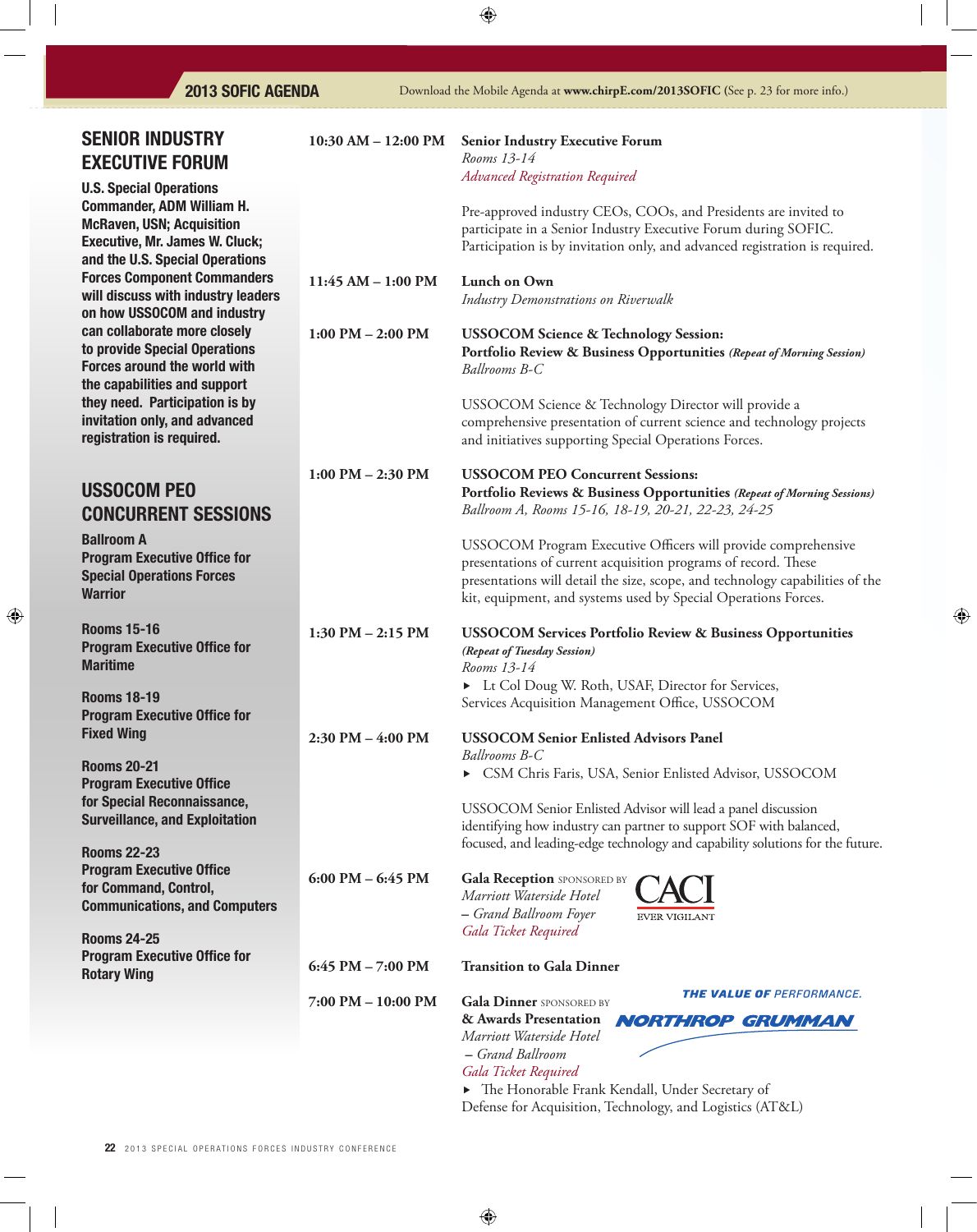## SENIOR INDUSTRY EXECUTIVE FORUM

**U.S. Special Operations Commander, ADM William H. McRaven, USN; Acquisition Executive, Mr. James W. Cluck; and the U.S. Special Operations Forces Component Commanders will discuss with industry leaders on how USSOCOM and industry can collaborate more closely to provide Special Operations Forces around the world with the capabilities and support they need. Participation is by invitation only, and advanced registration is required.**

## USSOCOM PEO CONCURRENT SESSIONS

**Ballroom A**
**Program Executive Office for Special Operations Forces Warrior**

**Rooms 15-16**
**Program Executive Office for Maritime**

**Rooms 18-19**
**Program Executive Office for Fixed Wing**

**Rooms 20-21**
**Program Executive Office for Special Reconnaissance, Surveillance, and Exploitation**

**Rooms 22-23**
**Program Executive Office for Command, Control, Communications, and Computers**

**Rooms 24-25**
**Program Executive Office for Rotary Wing**

---

**10:30 AM – 12:00 PM** — **Senior Industry Executive Forum**
*Rooms 13-14*
*Advanced Registration Required*

Pre-approved industry CEOs, COOs, and Presidents are invited to participate in a Senior Industry Executive Forum during SOFIC. Participation is by invitation only, and advanced registration is required.

**11:45 AM – 1:00 PM** — **Lunch on Own**
*Industry Demonstrations on Riverwalk*

**1:00 PM – 2:00 PM** — **USSOCOM Science & Technology Session: Portfolio Review & Business Opportunities** ***(Repeat of Morning Session)***
*Ballrooms B-C*

USSOCOM Science & Technology Director will provide a comprehensive presentation of current science and technology projects and initiatives supporting Special Operations Forces.

**1:00 PM – 2:30 PM** — **USSOCOM PEO Concurrent Sessions: Portfolio Reviews & Business Opportunities** ***(Repeat of Morning Sessions)***
*Ballroom A, Rooms 15-16, 18-19, 20-21, 22-23, 24-25*

USSOCOM Program Executive Officers will provide comprehensive presentations of current acquisition programs of record. These presentations will detail the size, scope, and technology capabilities of the kit, equipment, and systems used by Special Operations Forces.

**1:30 PM – 2:15 PM** — **USSOCOM Services Portfolio Review & Business Opportunities** ***(Repeat of Tuesday Session)***
*Rooms 13-14*

- Lt Col Doug W. Roth, USAF, Director for Services, Services Acquisition Management Office, USSOCOM

**2:30 PM – 4:00 PM** — **USSOCOM Senior Enlisted Advisors Panel**
*Ballrooms B-C*

- CSM Chris Faris, USA, Senior Enlisted Advisor, USSOCOM

USSOCOM Senior Enlisted Advisor will lead a panel discussion identifying how industry can partner to support SOF with balanced, focused, and leading-edge technology and capability solutions for the future.

**6:00 PM – 6:45 PM** — **Gala Reception** SPONSORED BY CACI EVER VIGILANT
*Marriott Waterside Hotel – Grand Ballroom Foyer*
*Gala Ticket Required*

**6:45 PM – 7:00 PM** — **Transition to Gala Dinner**

**7:00 PM – 10:00 PM** — **Gala Dinner** SPONSORED BY NORTHROP GRUMMAN (THE VALUE OF PERFORMANCE.) **& Awards Presentation**
*Marriott Waterside Hotel – Grand Ballroom*
*Gala Ticket Required*

- The Honorable Frank Kendall, Under Secretary of Defense for Acquisition, Technology, and Logistics (AT&L)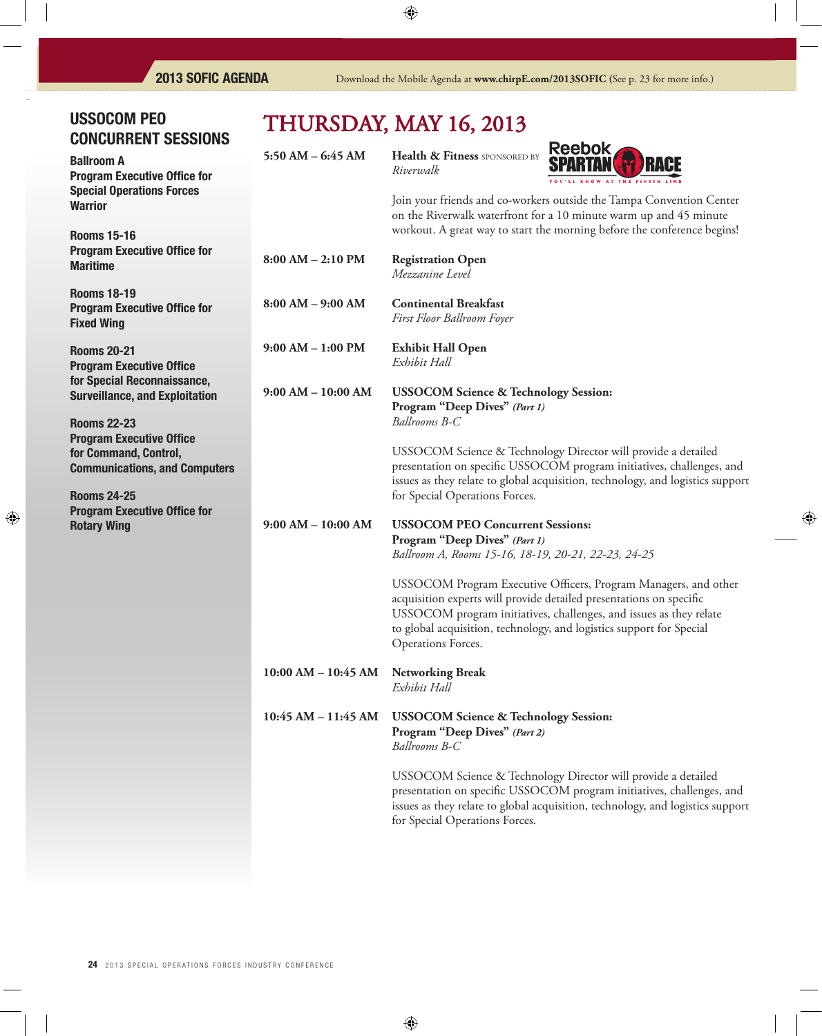## USSOCOM PEO CONCURRENT SESSIONS

**Ballroom A**
**Program Executive Office for Special Operations Forces Warrior**

**Rooms 15-16**
**Program Executive Office for Maritime**

**Rooms 18-19**
**Program Executive Office for Fixed Wing**

**Rooms 20-21**
**Program Executive Office for Special Reconnaissance, Surveillance, and Exploitation**

**Rooms 22-23**
**Program Executive Office for Command, Control, Communications, and Computers**

**Rooms 24-25**
**Program Executive Office for Rotary Wing**

# THURSDAY, MAY 16, 2013

**5:50 AM – 6:45 AM**
**Health & Fitness** SPONSORED BY Reebok SPARTAN RACE
*Riverwalk*

Join your friends and co-workers outside the Tampa Convention Center on the Riverwalk waterfront for a 10 minute warm up and 45 minute workout. A great way to start the morning before the conference begins!

**8:00 AM – 2:10 PM**
**Registration Open**
*Mezzanine Level*

**8:00 AM – 9:00 AM**
**Continental Breakfast**
*First Floor Ballroom Foyer*

**9:00 AM – 1:00 PM**
**Exhibit Hall Open**
*Exhibit Hall*

**9:00 AM – 10:00 AM**
**USSOCOM Science & Technology Session: Program "Deep Dives"** ***(Part 1)***
*Ballrooms B-C*

USSOCOM Science & Technology Director will provide a detailed presentation on specific USSOCOM program initiatives, challenges, and issues as they relate to global acquisition, technology, and logistics support for Special Operations Forces.

**9:00 AM – 10:00 AM**
**USSOCOM PEO Concurrent Sessions: Program "Deep Dives"** ***(Part 1)***
*Ballroom A, Rooms 15-16, 18-19, 20-21, 22-23, 24-25*

USSOCOM Program Executive Officers, Program Managers, and other acquisition experts will provide detailed presentations on specific USSOCOM program initiatives, challenges, and issues as they relate to global acquisition, technology, and logistics support for Special Operations Forces.

**10:00 AM – 10:45 AM**
**Networking Break**
*Exhibit Hall*

**10:45 AM – 11:45 AM**
**USSOCOM Science & Technology Session: Program "Deep Dives"** ***(Part 2)***
*Ballrooms B-C*

USSOCOM Science & Technology Director will provide a detailed presentation on specific USSOCOM program initiatives, challenges, and issues as they relate to global acquisition, technology, and logistics support for Special Operations Forces.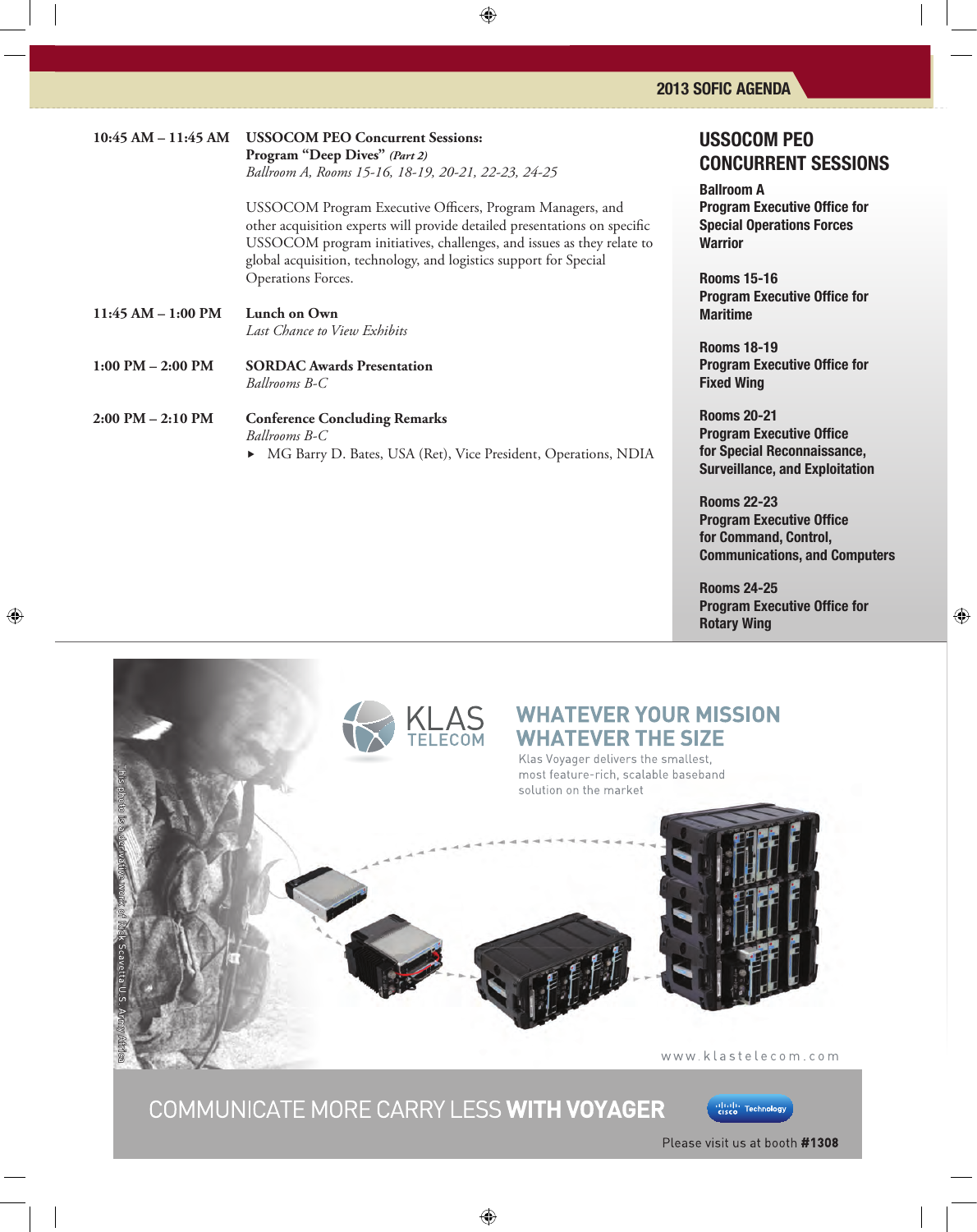| | | |
|---|---|---|
| 10:45 AM – 11:45 AM | **USSOCOM PEO Concurrent Sessions: Program "Deep Dives"** *(Part 2)*<br>*Ballroom A, Rooms 15-16, 18-19, 20-21, 22-23, 24-25*<br><br>USSOCOM Program Executive Officers, Program Managers, and other acquisition experts will provide detailed presentations on specific USSOCOM program initiatives, challenges, and issues as they relate to global acquisition, technology, and logistics support for Special Operations Forces. |
| 11:45 AM – 1:00 PM | **Lunch on Own**<br>*Last Chance to View Exhibits* |
| 1:00 PM – 2:00 PM | **SORDAC Awards Presentation**<br>*Ballrooms B-C* |
| 2:00 PM – 2:10 PM | **Conference Concluding Remarks**<br>*Ballrooms B-C*<br>▸ MG Barry D. Bates, USA (Ret), Vice President, Operations, NDIA |

## USSOCOM PEO CONCURRENT SESSIONS

**Ballroom A**
**Program Executive Office for Special Operations Forces Warrior**

**Rooms 15-16**
**Program Executive Office for Maritime**

**Rooms 18-19**
**Program Executive Office for Fixed Wing**

**Rooms 20-21**
**Program Executive Office for Special Reconnaissance, Surveillance, and Exploitation**

**Rooms 22-23**
**Program Executive Office for Command, Control, Communications, and Computers**

**Rooms 24-25**
**Program Executive Office for Rotary Wing**

KLAS TELECOM

WHATEVER YOUR MISSION
WHATEVER THE SIZE

Klas Voyager delivers the smallest, most feature-rich, scalable baseband solution on the market

This photo is a derivative work of Nick Scavetta U.S. Army Africa

www.klastelecom.com

COMMUNICATE MORE CARRY LESS **WITH VOYAGER**

cisco Technology

Please visit us at booth **#1308**